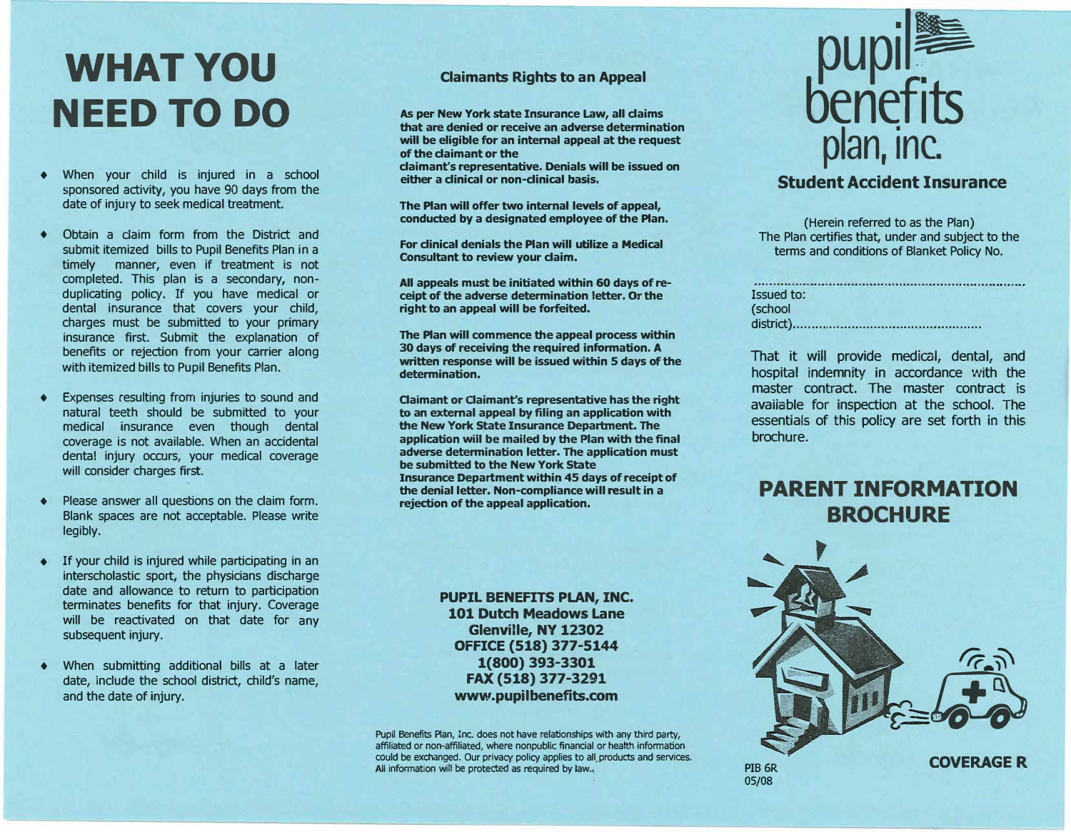# WHAT YOU NEED TO DO

- When your child is injured in a school sponsored activity, you have 90 days from the date of injury to seek medical treatment.
- Obtain a claim form from the District and submit itemized bills to Pupil Benefits Plan in a timely manner, even if treatment is not completed. This plan is a secondary, non-duplicating policy. If you have medical or dental insurance that covers your child, charges must be submitted to your primary insurance first. Submit the explanation of benefits or rejection from your carrier along with itemized bills to Pupil Benefits Plan.
- Expenses resulting from injuries to sound and natural teeth should be submitted to your medical insurance even though dental coverage is not available. When an accidental dental injury occurs, your medical coverage will consider charges first.
- Please answer all questions on the claim form. Blank spaces are not acceptable. Please write legibly.
- If your child is injured while participating in an interscholastic sport, the physicians discharge date and allowance to return to participation terminates benefits for that injury. Coverage will be reactivated on that date for any subsequent injury.
- When submitting additional bills at a later date, include the school district, child's name, and the date of injury.

### Claimants Rights to an Appeal

**As per New York state Insurance Law, all claims that are denied or receive an adverse determination will be eligible for an internal appeal at the request of the claimant or the claimant's representative. Denials will be issued on either a clinical or non-clinical basis.**

**The Plan will offer two internal levels of appeal, conducted by a designated employee of the Plan.**

**For clinical denials the Plan will utilize a Medical Consultant to review your claim.**

**All appeals must be initiated within 60 days of receipt of the adverse determination letter. Or the right to an appeal will be forfeited.**

**The Plan will commence the appeal process within 30 days of receiving the required information. A written response will be issued within 5 days of the determination.**

**Claimant or Claimant's representative has the right to an external appeal by filing an application with the New York State Insurance Department. The application will be mailed by the Plan with the final adverse determination letter. The application must be submitted to the New York State Insurance Department within 45 days of receipt of the denial letter. Non-compliance will result in a rejection of the appeal application.**

**PUPIL BENEFITS PLAN, INC.**
**101 Dutch Meadows Lane**
**Glenville, NY 12302**
**OFFICE (518) 377-5144**
**1(800) 393-3301**
**FAX (518) 377-3291**
**www.pupilbenefits.com**

Pupil Benefits Plan, Inc. does not have relationships with any third party, affiliated or non-affiliated, where nonpublic financial or health information could be exchanged. Our privacy policy applies to all products and services. All information will be protected as required by law.

# pupil benefits plan, inc.

## Student Accident Insurance

(Herein referred to as the Plan)
The Plan certifies that, under and subject to the terms and conditions of Blanket Policy No.

..........................................................................

Issued to:
(school district)..................................................

That it will provide medical, dental, and hospital indemnity in accordance with the master contract. The master contract is available for inspection at the school. The essentials of this policy are set forth in this brochure.

## PARENT INFORMATION BROCHURE

**COVERAGE R**

PIB 6R
05/08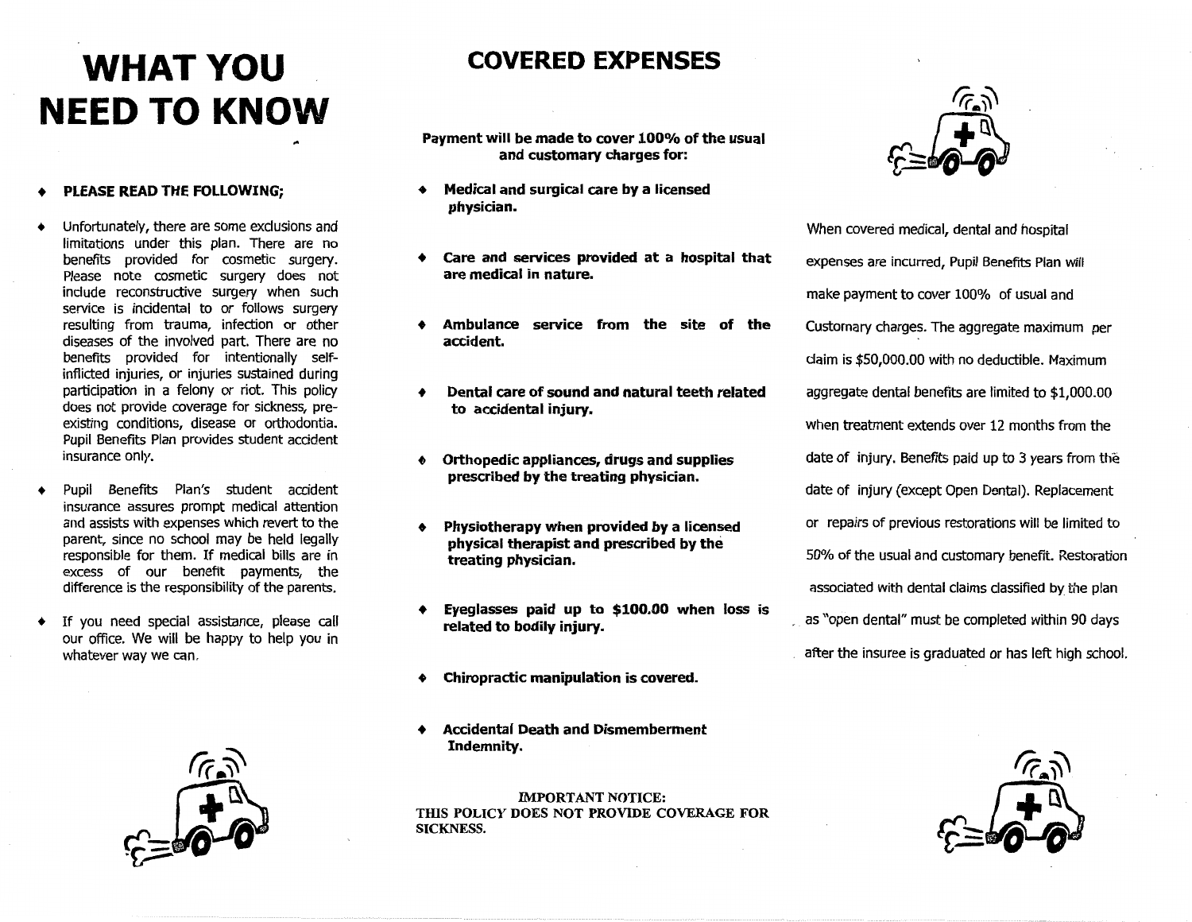# WHAT YOU NEED TO KNOW

- **PLEASE READ THE FOLLOWING;**
- Unfortunately, there are some exclusions and limitations under this plan. There are no benefits provided for cosmetic surgery. Please note cosmetic surgery does not include reconstructive surgery when such service is incidental to or follows surgery resulting from trauma, infection or other diseases of the involved part. There are no benefits provided for intentionally self-inflicted injuries, or injuries sustained during participation in a felony or riot. This policy does not provide coverage for sickness, pre-existing conditions, disease or orthodontia. Pupil Benefits Plan provides student accident insurance only.
- Pupil Benefits Plan's student accident insurance assures prompt medical attention and assists with expenses which revert to the parent, since no school may be held legally responsible for them. If medical bills are in excess of our benefit payments, the difference is the responsibility of the parents.
- If you need special assistance, please call our office. We will be happy to help you in whatever way we can.

# COVERED EXPENSES

**Payment will be made to cover 100% of the usual and customary charges for:**

- **Medical and surgical care by a licensed physician.**
- **Care and services provided at a hospital that are medical in nature.**
- **Ambulance service from the site of the accident.**
- **Dental care of sound and natural teeth related to accidental injury.**
- **Orthopedic appliances, drugs and supplies prescribed by the treating physician.**
- **Physiotherapy when provided by a licensed physical therapist and prescribed by the treating physician.**
- **Eyeglasses paid up to $100.00 when loss is related to bodily injury.**
- **Chiropractic manipulation is covered.**
- **Accidental Death and Dismemberment Indemnity.**

IMPORTANT NOTICE:
THIS POLICY DOES NOT PROVIDE COVERAGE FOR SICKNESS.

When covered medical, dental and hospital expenses are incurred, Pupil Benefits Plan will make payment to cover 100% of usual and Customary charges. The aggregate maximum per claim is $50,000.00 with no deductible. Maximum aggregate dental benefits are limited to $1,000.00 when treatment extends over 12 months from the date of injury. Benefits paid up to 3 years from the date of injury (except Open Dental). Replacement or repairs of previous restorations will be limited to 50% of the usual and customary benefit. Restoration associated with dental claims classified by the plan as "open dental" must be completed within 90 days after the insuree is graduated or has left high school.